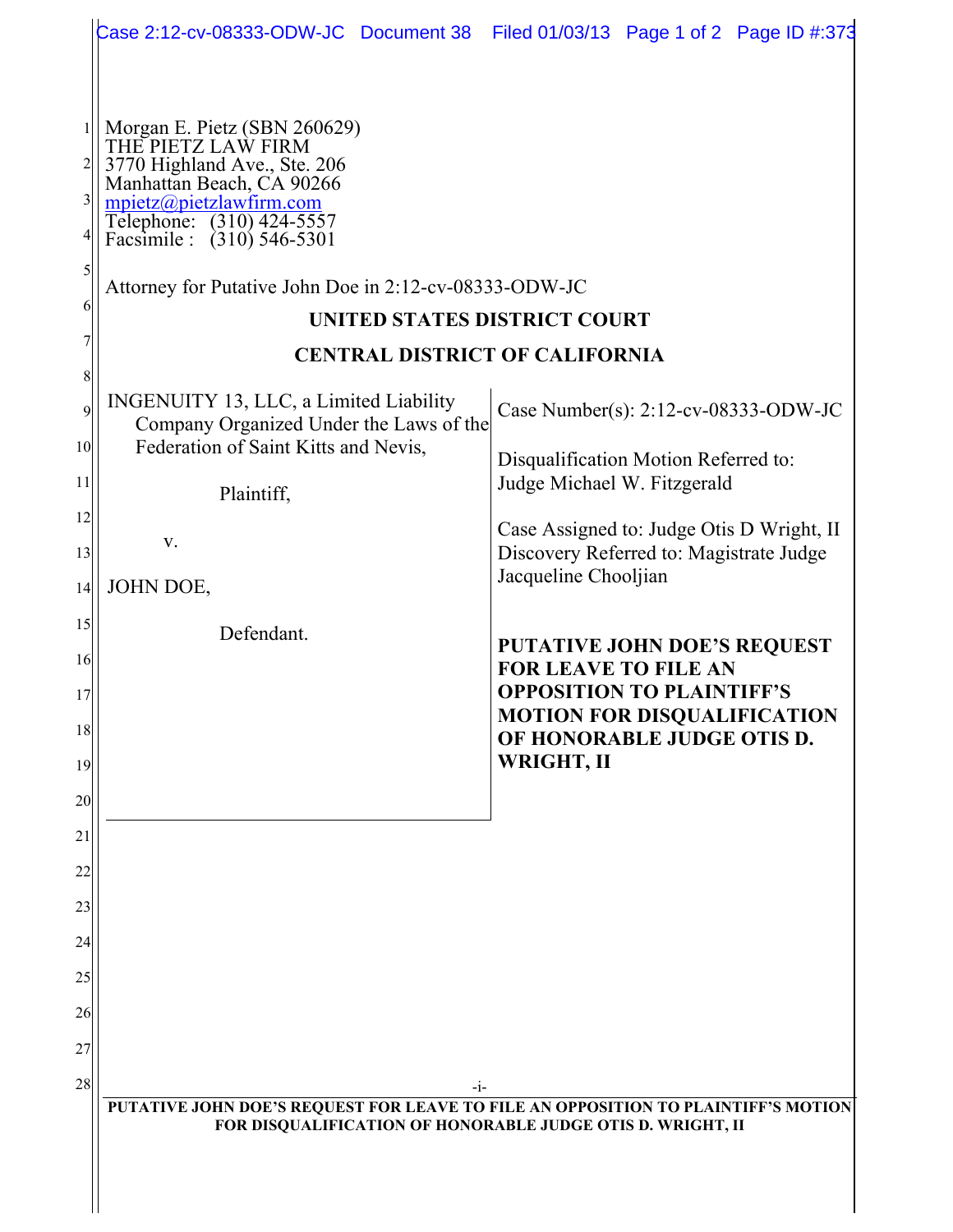Morgan E. Pietz (SBN 260629)
THE PIETZ LAW FIRM
3770 Highland Ave., Ste. 206
Manhattan Beach, CA 90266
mpietz@pietzlawfirm.com
Telephone: (310) 424-5557
Facsimile : (310) 546-5301

Attorney for Putative John Doe in 2:12-cv-08333-ODW-JC

**UNITED STATES DISTRICT COURT**

**CENTRAL DISTRICT OF CALIFORNIA**

| | |
|---|---|
| INGENUITY 13, LLC, a Limited Liability Company Organized Under the Laws of the Federation of Saint Kitts and Nevis,<br><br>Plaintiff,<br><br>v.<br><br>JOHN DOE,<br><br>Defendant. | Case Number(s): 2:12-cv-08333-ODW-JC<br><br>Disqualification Motion Referred to: Judge Michael W. Fitzgerald<br><br>Case Assigned to: Judge Otis D Wright, II<br>Discovery Referred to: Magistrate Judge Jacqueline Chooljian<br><br>**PUTATIVE JOHN DOE'S REQUEST FOR LEAVE TO FILE AN OPPOSITION TO PLAINTIFF'S MOTION FOR DISQUALIFICATION OF HONORABLE JUDGE OTIS D. WRIGHT, II** |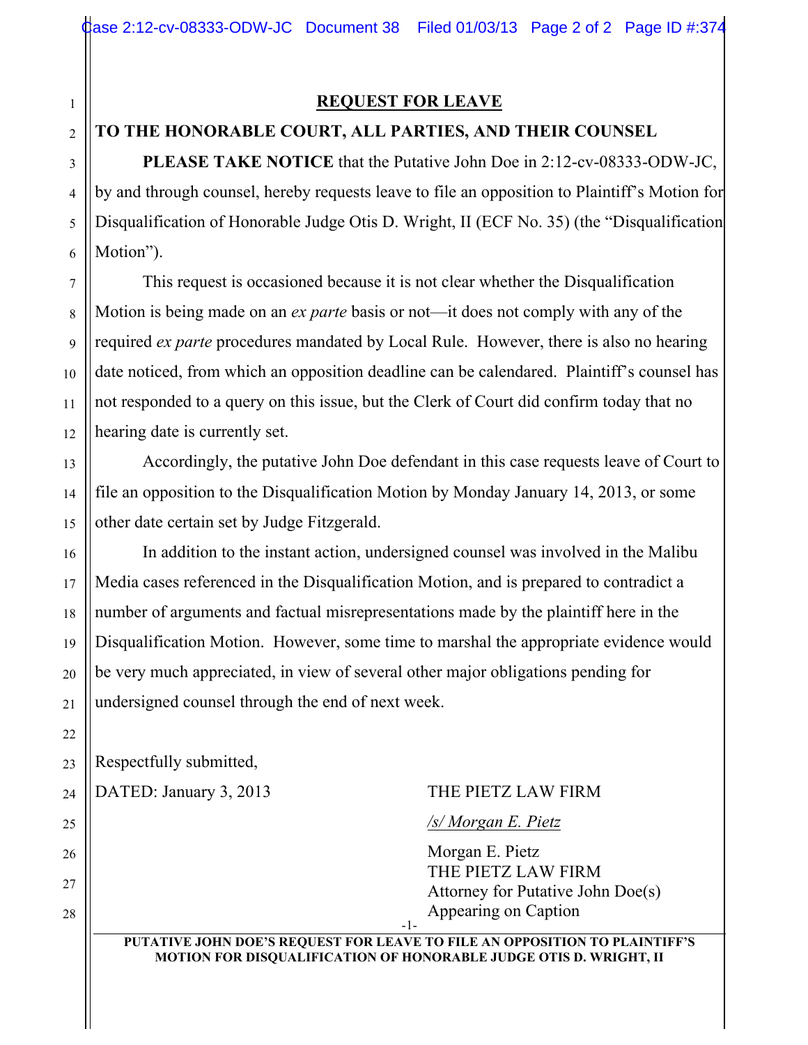## REQUEST FOR LEAVE

**TO THE HONORABLE COURT, ALL PARTIES, AND THEIR COUNSEL**

**PLEASE TAKE NOTICE** that the Putative John Doe in 2:12-cv-08333-ODW-JC, by and through counsel, hereby requests leave to file an opposition to Plaintiff's Motion for Disqualification of Honorable Judge Otis D. Wright, II (ECF No. 35) (the "Disqualification Motion").

This request is occasioned because it is not clear whether the Disqualification Motion is being made on an *ex parte* basis or not—it does not comply with any of the required *ex parte* procedures mandated by Local Rule. However, there is also no hearing date noticed, from which an opposition deadline can be calendared. Plaintiff's counsel has not responded to a query on this issue, but the Clerk of Court did confirm today that no hearing date is currently set.

Accordingly, the putative John Doe defendant in this case requests leave of Court to file an opposition to the Disqualification Motion by Monday January 14, 2013, or some other date certain set by Judge Fitzgerald.

In addition to the instant action, undersigned counsel was involved in the Malibu Media cases referenced in the Disqualification Motion, and is prepared to contradict a number of arguments and factual misrepresentations made by the plaintiff here in the Disqualification Motion. However, some time to marshal the appropriate evidence would be very much appreciated, in view of several other major obligations pending for undersigned counsel through the end of next week.

Respectfully submitted,

DATED: January 3, 2013

THE PIETZ LAW FIRM

*/s/ Morgan E. Pietz*

Morgan E. Pietz
THE PIETZ LAW FIRM
Attorney for Putative John Doe(s)
Appearing on Caption

PUTATIVE JOHN DOE'S REQUEST FOR LEAVE TO FILE AN OPPOSITION TO PLAINTIFF'S MOTION FOR DISQUALIFICATION OF HONORABLE JUDGE OTIS D. WRIGHT, II